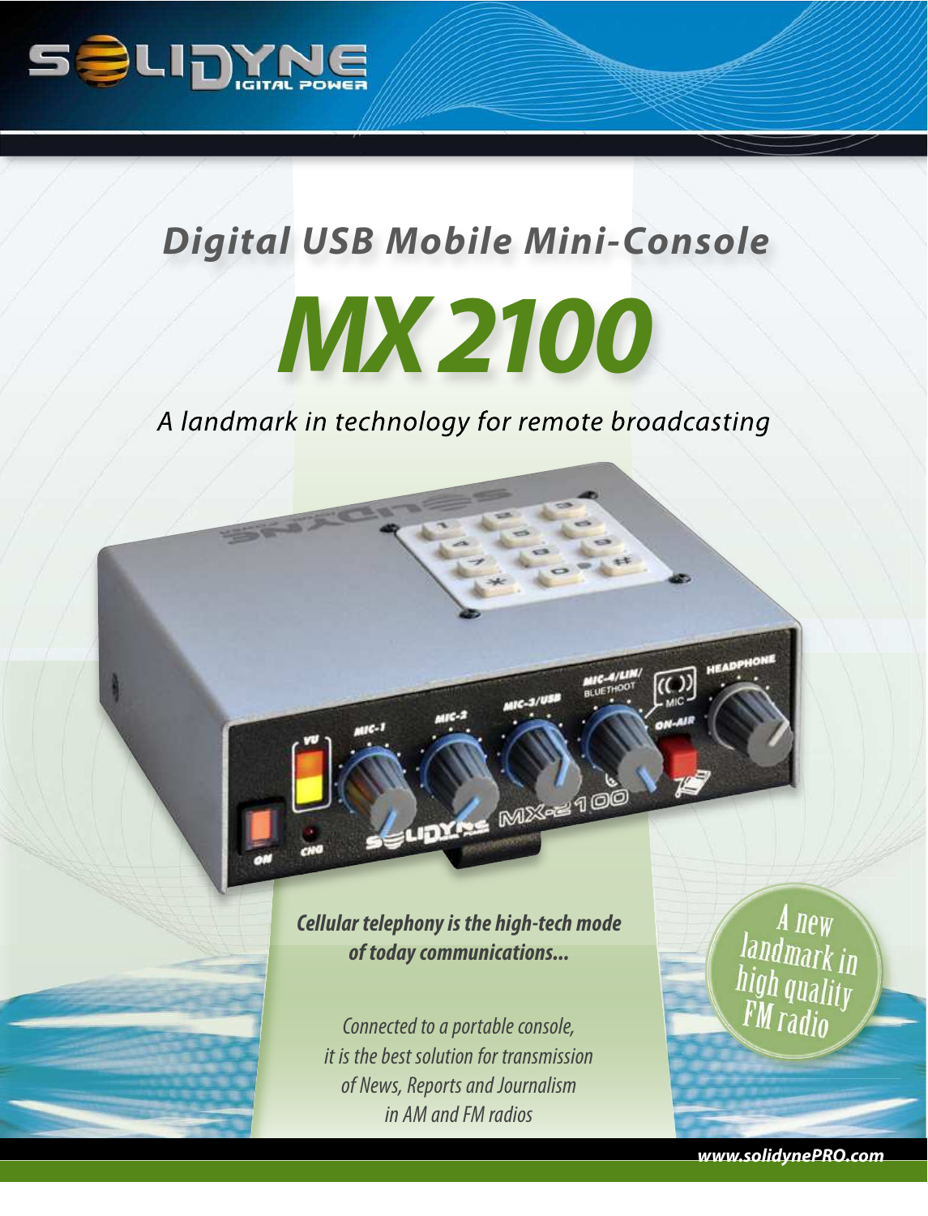# Digital USB Mobile Mini-Console

# MX 2100

*A landmark in technology for remote broadcasting*

***Cellular telephony is the high-tech mode of today communications...***

*Connected to a portable console, it is the best solution for transmission of News, Reports and Journalism in AM and FM radios*

A new landmark in high quality FM radio

www.solidynePRO.com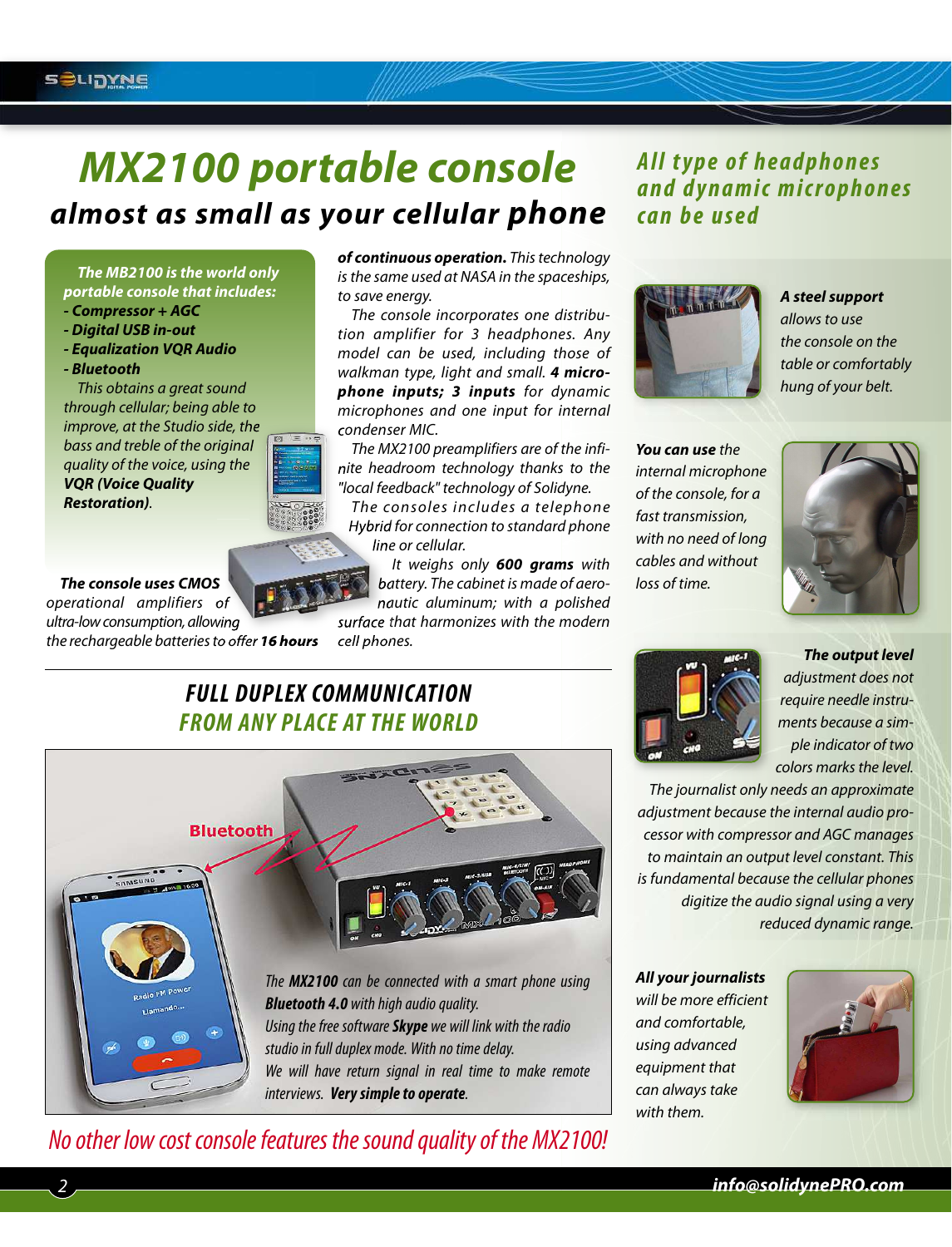# MX2100 portable console

## almost as small as your cellular phone

***The MB2100 is the world only portable console that includes:***

- ***Compressor + AGC***
- ***Digital USB in-out***
- ***Equalization VQR Audio***
- ***Bluetooth***

*This obtains a great sound through cellular; being able to improve, at the Studio side, the bass and treble of the original quality of the voice, using the **VQR (Voice Quality Restoration)**.*

***The console uses CMOS** operational amplifiers of ultra-low consumption, allowing the rechargeable batteries to offer **16 hours of continuous operation.** This technology is the same used at NASA in the spaceships, to save energy.*

*The console incorporates one distribution amplifier for 3 headphones. Any model can be used, including those of walkman type, light and small. **4 microphone inputs; 3 inputs** for dynamic microphones and one input for internal condenser MIC.*

*The MX2100 preamplifiers are of the infinite headroom technology thanks to the "local feedback" technology of Solidyne.*

*The consoles includes a telephone Hybrid for connection to standard phone line or cellular.*

*It weighs only **600 grams** with battery. The cabinet is made of aeronautic aluminum; with a polished surface that harmonizes with the modern cell phones.*

## FULL DUPLEX COMMUNICATION FROM ANY PLACE AT THE WORLD

Bluetooth

*The **MX2100** can be connected with a smart phone using **Bluetooth 4.0** with high audio quality.*
*Using the free software **Skype** we will link with the radio studio in full duplex mode. With no time delay.*
*We will have return signal in real time to make remote interviews. **Very simple to operate**.*

*No other low cost console features the sound quality of the MX2100!*

### *All type of headphones and dynamic microphones can be used*

***A steel support** allows to use the console on the table or comfortably hung of your belt.*

***You can use** the internal microphone of the console, for a fast transmission, with no need of long cables and without loss of time.*

***The output level** adjustment does not require needle instruments because a simple indicator of two colors marks the level.*

*The journalist only needs an approximate adjustment because the internal audio processor with compressor and AGC manages to maintain an output level constant. This is fundamental because the cellular phones digitize the audio signal using a very reduced dynamic range.*

***All your journalists** will be more efficient and comfortable, using advanced equipment that can always take with them.*

***info@solidynePRO.com***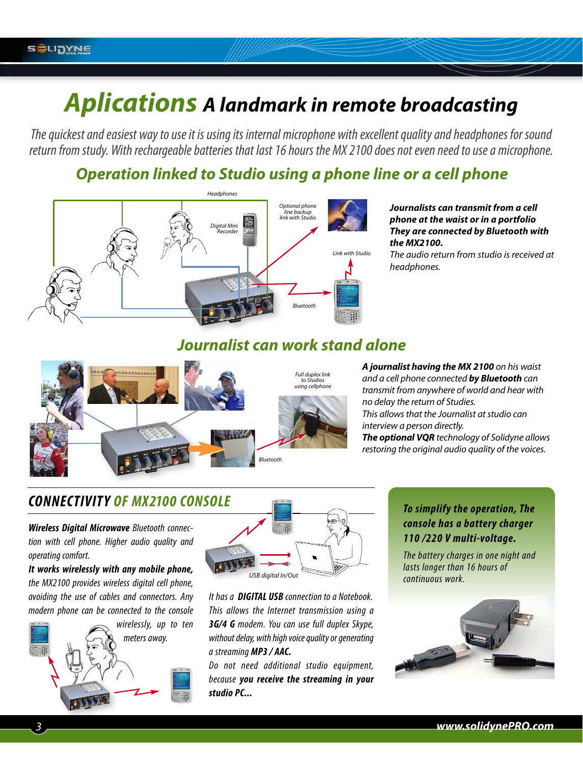# Aplications *A landmark in remote broadcasting*

*The quickest and easiest way to use it is using its internal microphone with excellent quality and headphones for sound return from study. With rechargeable batteries that last 16 hours the MX 2100 does not even need to use a microphone.*

## Operation linked to Studio using a phone line or a cell phone

Headphones

Digital Mini Recorder

Optional phone line backup link with Studio

Link with Studio

Bluetooth

***Journalists can transmit from a cell phone at the waist or in a portfolio They are connected by Bluetooth with the MX2100.***
*The audio return from studio is received at headphones.*

## Journalist can work stand alone

Full duplex link to Studios using cellphone

Bluetooth

***A journalist having the MX 2100*** *on his waist and a cell phone connected* ***by Bluetooth*** *can transmit from anywhere of world and hear with no delay the return of Studios.*
*This allows that the Journalist at studio can interview a person directly.*
***The optional VQR*** *technology of Solidyne allows restoring the original audio quality of the voices.*

## CONNECTIVITY OF MX2100 CONSOLE

***Wireless Digital Microwave*** *Bluetooth connection with cell phone. Higher audio quality and operating comfort.*
***It works wirelessly with any mobile phone,*** *the MX2100 provides wireless digital cell phone, avoiding the use of cables and connectors. Any modern phone can be connected to the console wirelessly, up to ten meters away.*

USB digital In/Out

*It has a* ***DIGITAL USB*** *connection to a Notebook. This allows the Internet transmission using a* ***3G/4 G*** *modem. You can use full duplex Skype, without delay, with high voice quality or generating a streaming* ***MP3 / AAC.***
*Do not need additional studio equipment, because* ***you receive the streaming in your studio PC...***

***To simplify the operation, The console has a battery charger 110 /220 V multi-voltage.***

*The battery charges in one night and lasts longer than 16 hours of continuous work.*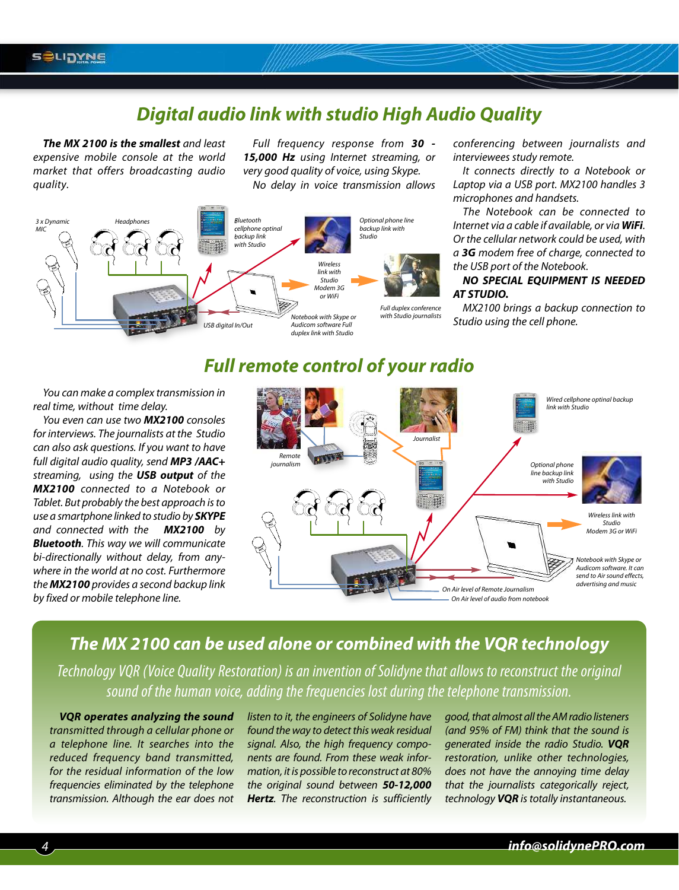## Digital audio link with studio High Audio Quality

***The MX 2100 is the smallest*** *and least expensive mobile console at the world market that offers broadcasting audio quality.*

*Full frequency response from **30 - 15,000 Hz** using Internet streaming, or very good quality of voice, using Skype.*

*No delay in voice transmission allows conferencing between journalists and interviewees study remote.*

*It connects directly to a Notebook or Laptop via a USB port. MX2100 handles 3 microphones and handsets.*

*The Notebook can be connected to Internet via a cable if available, or via **WiFi**. Or the cellular network could be used, with a **3G** modem free of charge, connected to the USB port of the Notebook.*

***NO SPECIAL EQUIPMENT IS NEEDED AT STUDIO.***

*MX2100 brings a backup connection to Studio using the cell phone.*

*3 x Dynamic MIC — Headphones — Bluetooth cellphone optinal backup link with Studio — Optional phone line backup link with Studio — Wireless link with Studio Modem 3G or WiFi — USB digital In/Out — Notebook with Skype or Audicom software Full duplex link with Studio — Full duplex conference with Studio journalists*

## Full remote control of your radio

*You can make a complex transmission in real time, without time delay.*

*You even can use two **MX2100** consoles for interviews. The journalists at the Studio can also ask questions. If you want to have full digital audio quality, send **MP3 /AAC+** streaming, using the **USB output** of the **MX2100** connected to a Notebook or Tablet. But probably the best approach is to use a smartphone linked to studio by **SKYPE** and connected with the **MX2100** by **Bluetooth**. This way we will communicate bi-directionally without delay, from anywhere in the world at no cost. Furthermore the **MX2100** provides a second backup link by fixed or mobile telephone line.*

*Remote journalism — Journalist — Wired cellphone optional backup link with Studio — Optional phone line backup link with Studio — Wireless link with Studio Modem 3G or WiFi — Notebook with Skype or Audicom software. It can send to Air sound effects, advertising and music — On Air level of Remote Journalism — On Air level of audio from notebook*

## The MX 2100 can be used alone or combined with the VQR technology

*Technology VQR (Voice Quality Restoration) is an invention of Solidyne that allows to reconstruct the original sound of the human voice, adding the frequencies lost during the telephone transmission.*

***VQR operates analyzing the sound*** *transmitted through a cellular phone or a telephone line. It searches into the reduced frequency band transmitted, for the residual information of the low frequencies eliminated by the telephone transmission. Although the ear does not listen to it, the engineers of Solidyne have found the way to detect this weak residual signal. Also, the high frequency components are found. From these weak information, it is possible to reconstruct at 80% the original sound between **50-12,000 Hertz**. The reconstruction is sufficiently good, that almost all the AM radio listeners (and 95% of FM) think that the sound is generated inside the radio Studio. **VQR** restoration, unlike other technologies, does not have the annoying time delay that the journalists categorically reject, technology **VQR** is totally instantaneous.*

***info@solidynePRO.com***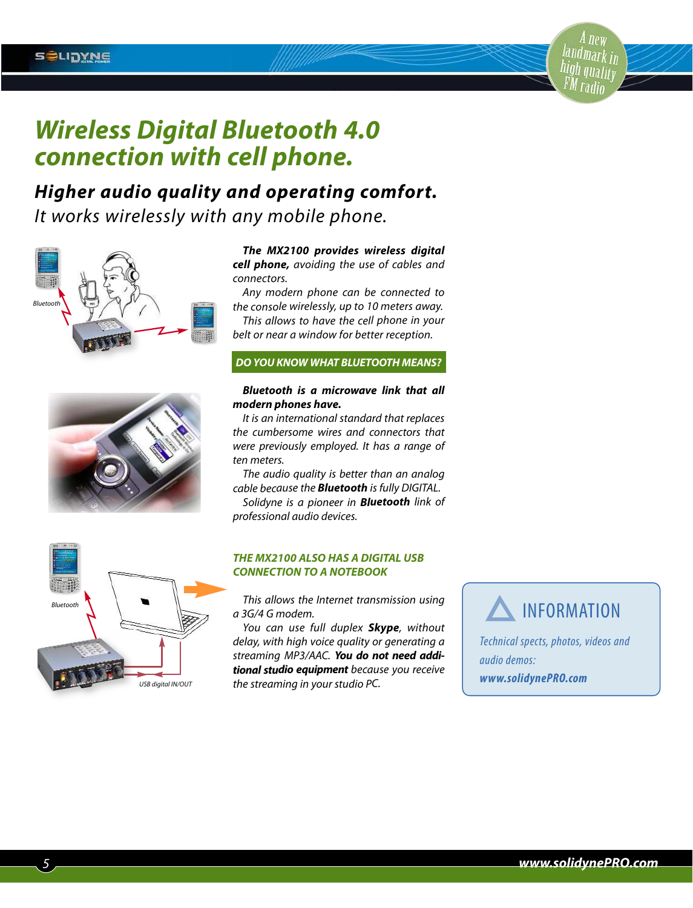# Wireless Digital Bluetooth 4.0 connection with cell phone.

## *Higher audio quality and operating comfort.*

*It works wirelessly with any mobile phone.*

Bluetooth

***The MX2100 provides wireless digital cell phone,*** *avoiding the use of cables and connectors.*

*Any modern phone can be connected to the console wirelessly, up to 10 meters away.*

*This allows to have the cell phone in your belt or near a window for better reception.*

### *DO YOU KNOW WHAT BLUETOOTH MEANS?*

***Bluetooth is a microwave link that all modern phones have.***

*It is an international standard that replaces the cumbersome wires and connectors that were previously employed. It has a range of ten meters.*

*The audio quality is better than an analog cable because the* ***Bluetooth*** *is fully DIGITAL.*

*Solidyne is a pioneer in* ***Bluetooth*** *link of professional audio devices.*

Bluetooth

USB digital IN/OUT

### *THE MX2100 ALSO HAS A DIGITAL USB CONNECTION TO A NOTEBOOK*

*This allows the Internet transmission using a 3G/4 G modem.*

*You can use full duplex* ***Skype****, without delay, with high voice quality or generating a streaming MP3/AAC.* ***You do not need additional studio equipment*** *because you receive the streaming in your studio PC.*

## INFORMATION

*Technical spects, photos, videos and audio demos:*

***www.solidynePRO.com***